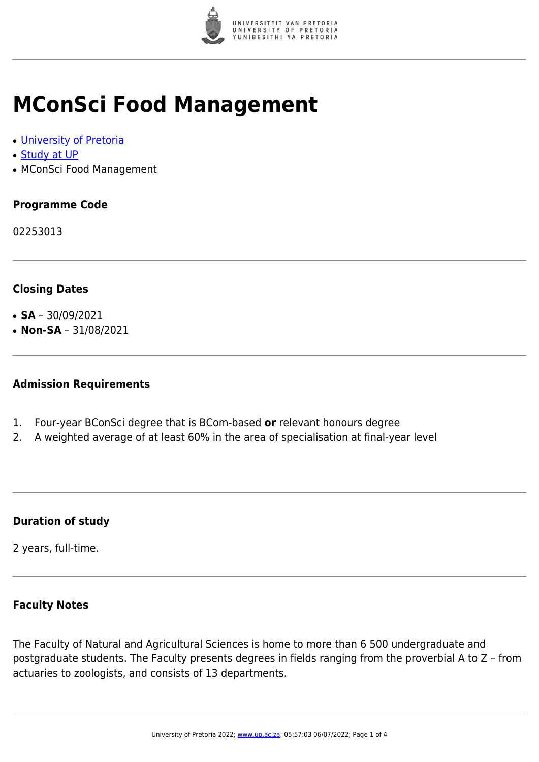# MConSci Food Management

- University of Pretoria
- Study at UP
- MConSci Food Management

### Programme Code

02253013

### Closing Dates

- **SA** – 30/09/2021
- **Non-SA** – 31/08/2021

### Admission Requirements

1. Four-year BConSci degree that is BCom-based **or** relevant honours degree
2. A weighted average of at least 60% in the area of specialisation at final-year level

### Duration of study

2 years, full-time.

### Faculty Notes

The Faculty of Natural and Agricultural Sciences is home to more than 6 500 undergraduate and postgraduate students. The Faculty presents degrees in fields ranging from the proverbial A to Z – from actuaries to zoologists, and consists of 13 departments.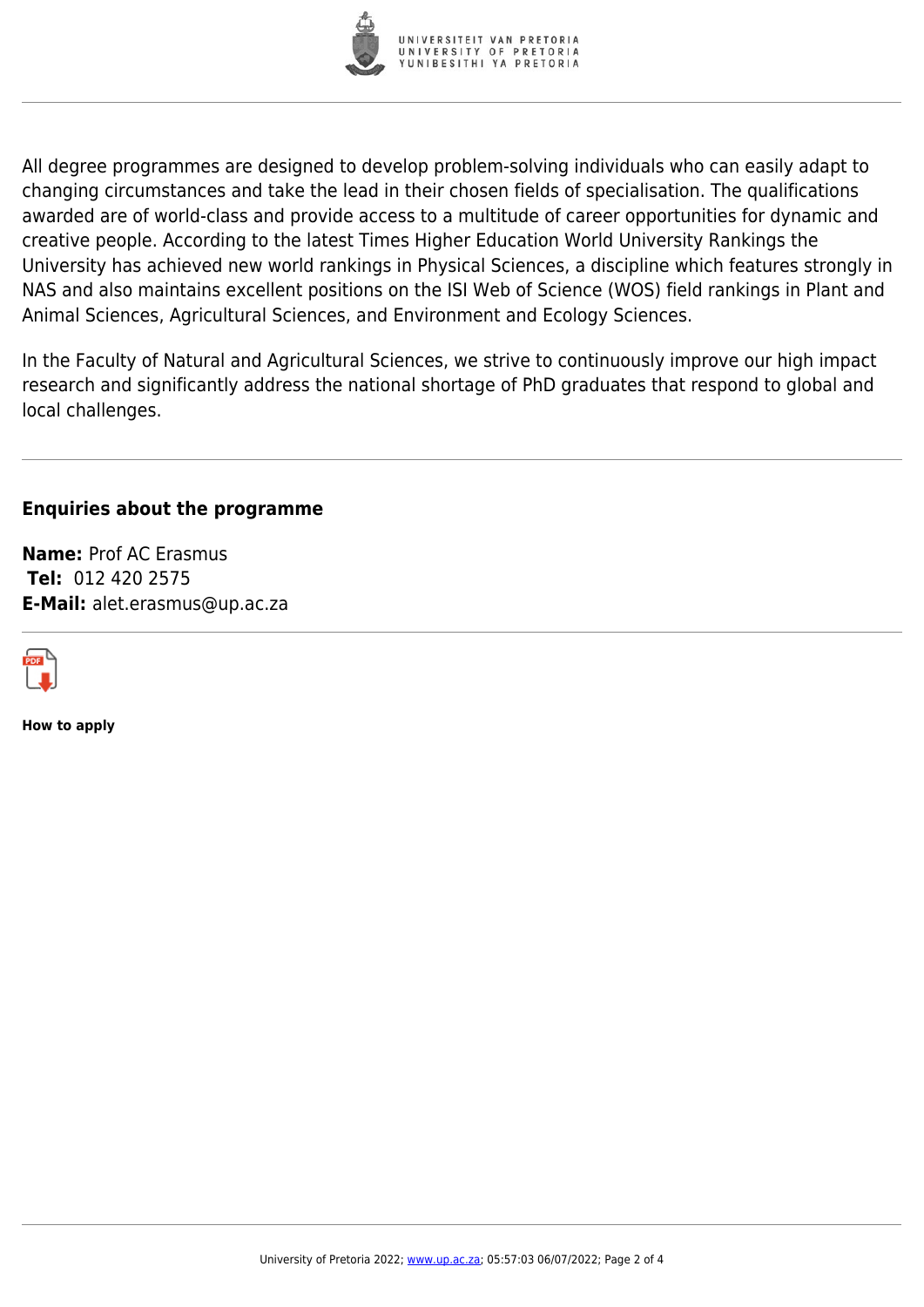All degree programmes are designed to develop problem-solving individuals who can easily adapt to changing circumstances and take the lead in their chosen fields of specialisation. The qualifications awarded are of world-class and provide access to a multitude of career opportunities for dynamic and creative people. According to the latest Times Higher Education World University Rankings the University has achieved new world rankings in Physical Sciences, a discipline which features strongly in NAS and also maintains excellent positions on the ISI Web of Science (WOS) field rankings in Plant and Animal Sciences, Agricultural Sciences, and Environment and Ecology Sciences.

In the Faculty of Natural and Agricultural Sciences, we strive to continuously improve our high impact research and significantly address the national shortage of PhD graduates that respond to global and local challenges.

---

### Enquiries about the programme

**Name:** Prof AC Erasmus
**Tel:** 012 420 2575
**E-Mail:** alet.erasmus@up.ac.za

---

**How to apply**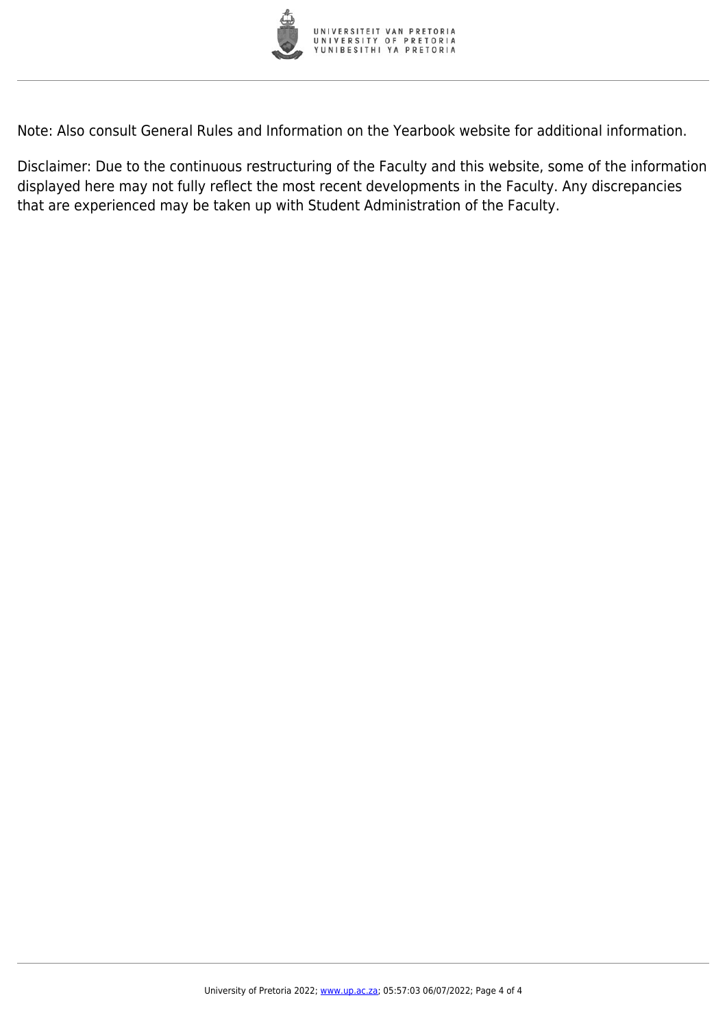Note: Also consult General Rules and Information on the Yearbook website for additional information.

Disclaimer: Due to the continuous restructuring of the Faculty and this website, some of the information displayed here may not fully reflect the most recent developments in the Faculty. Any discrepancies that are experienced may be taken up with Student Administration of the Faculty.